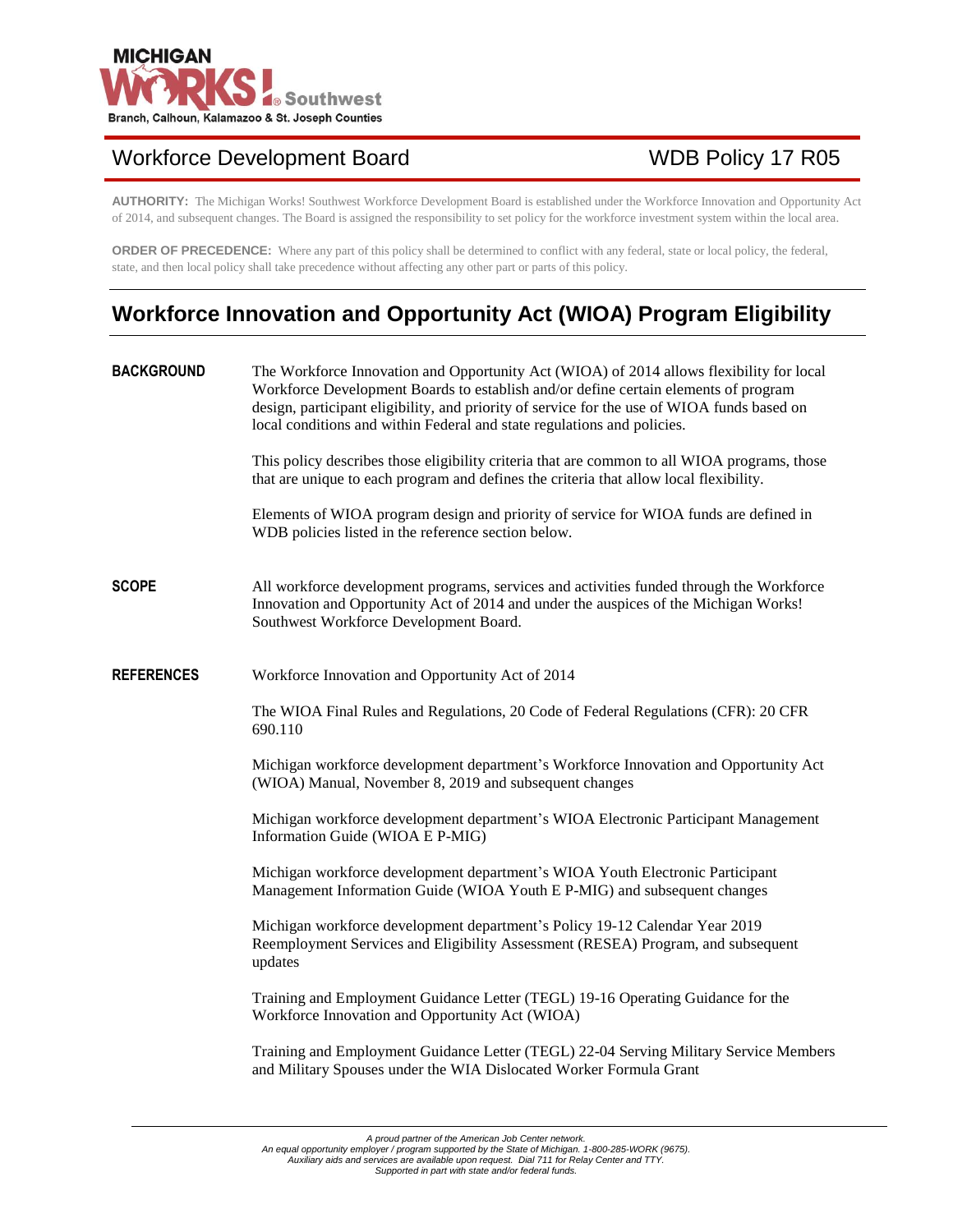MICHIGAN WORKS! Southwest
Branch, Calhoun, Kalamazoo & St. Joseph Counties

Workforce Development Board — WDB Policy 17 R05

**AUTHORITY:** The Michigan Works! Southwest Workforce Development Board is established under the Workforce Innovation and Opportunity Act of 2014, and subsequent changes. The Board is assigned the responsibility to set policy for the workforce investment system within the local area.

**ORDER OF PRECEDENCE:** Where any part of this policy shall be determined to conflict with any federal, state or local policy, the federal, state, and then local policy shall take precedence without affecting any other part or parts of this policy.

# Workforce Innovation and Opportunity Act (WIOA) Program Eligibility

## BACKGROUND

The Workforce Innovation and Opportunity Act (WIOA) of 2014 allows flexibility for local Workforce Development Boards to establish and/or define certain elements of program design, participant eligibility, and priority of service for the use of WIOA funds based on local conditions and within Federal and state regulations and policies.

This policy describes those eligibility criteria that are common to all WIOA programs, those that are unique to each program and defines the criteria that allow local flexibility.

Elements of WIOA program design and priority of service for WIOA funds are defined in WDB policies listed in the reference section below.

## SCOPE

All workforce development programs, services and activities funded through the Workforce Innovation and Opportunity Act of 2014 and under the auspices of the Michigan Works! Southwest Workforce Development Board.

## REFERENCES

Workforce Innovation and Opportunity Act of 2014

The WIOA Final Rules and Regulations, 20 Code of Federal Regulations (CFR): 20 CFR 690.110

Michigan workforce development department's Workforce Innovation and Opportunity Act (WIOA) Manual, November 8, 2019 and subsequent changes

Michigan workforce development department's WIOA Electronic Participant Management Information Guide (WIOA E P-MIG)

Michigan workforce development department's WIOA Youth Electronic Participant Management Information Guide (WIOA Youth E P-MIG) and subsequent changes

Michigan workforce development department's Policy 19-12 Calendar Year 2019 Reemployment Services and Eligibility Assessment (RESEA) Program, and subsequent updates

Training and Employment Guidance Letter (TEGL) 19-16 Operating Guidance for the Workforce Innovation and Opportunity Act (WIOA)

Training and Employment Guidance Letter (TEGL) 22-04 Serving Military Service Members and Military Spouses under the WIA Dislocated Worker Formula Grant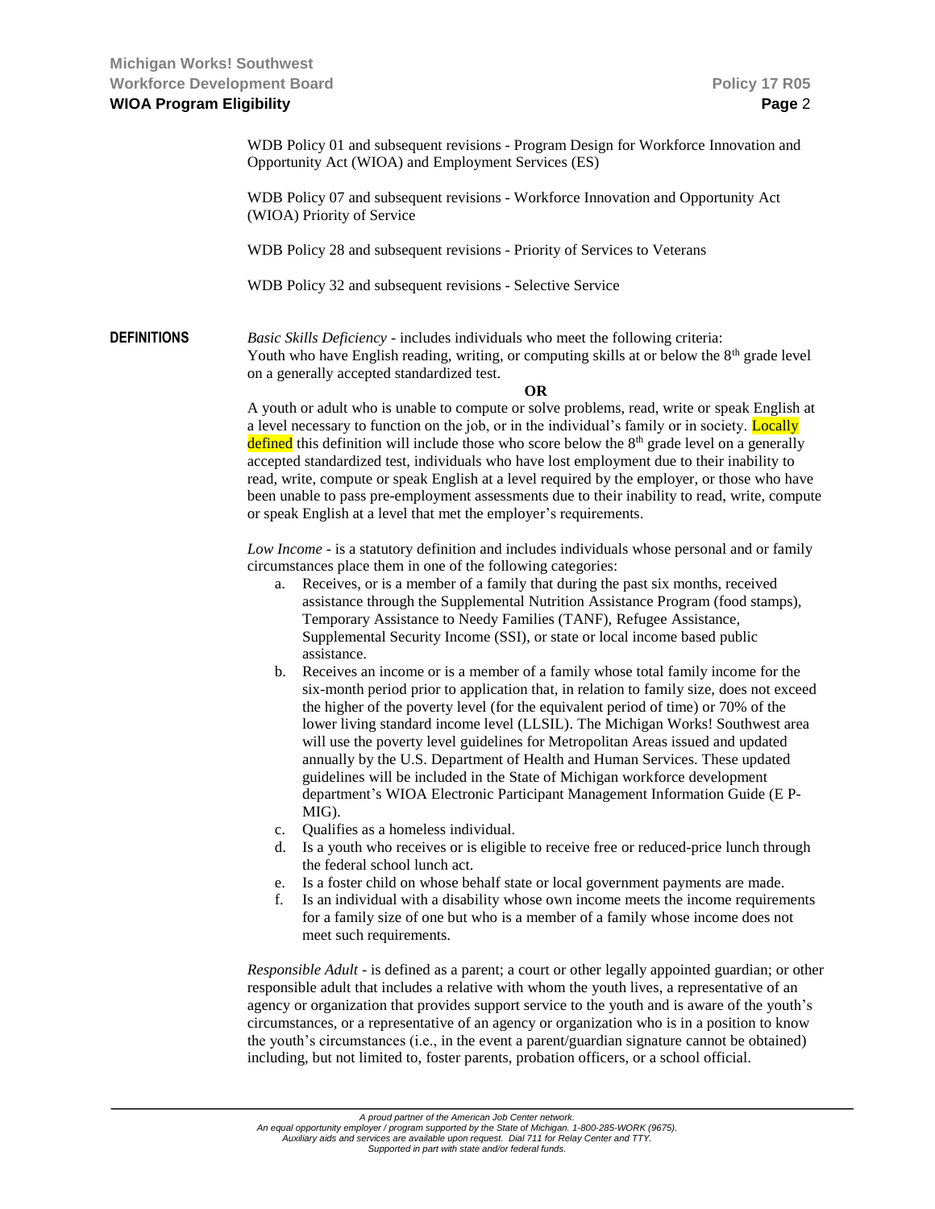WDB Policy 01 and subsequent revisions - Program Design for Workforce Innovation and Opportunity Act (WIOA) and Employment Services (ES)

WDB Policy 07 and subsequent revisions - Workforce Innovation and Opportunity Act (WIOA) Priority of Service

WDB Policy 28 and subsequent revisions - Priority of Services to Veterans

WDB Policy 32 and subsequent revisions - Selective Service

**DEFINITIONS**

*Basic Skills Deficiency* - includes individuals who meet the following criteria:
Youth who have English reading, writing, or computing skills at or below the 8th grade level on a generally accepted standardized test.

**OR**

A youth or adult who is unable to compute or solve problems, read, write or speak English at a level necessary to function on the job, or in the individual's family or in society. Locally defined this definition will include those who score below the 8th grade level on a generally accepted standardized test, individuals who have lost employment due to their inability to read, write, compute or speak English at a level required by the employer, or those who have been unable to pass pre-employment assessments due to their inability to read, write, compute or speak English at a level that met the employer's requirements.

*Low Income* - is a statutory definition and includes individuals whose personal and or family circumstances place them in one of the following categories:

a. Receives, or is a member of a family that during the past six months, received assistance through the Supplemental Nutrition Assistance Program (food stamps), Temporary Assistance to Needy Families (TANF), Refugee Assistance, Supplemental Security Income (SSI), or state or local income based public assistance.
b. Receives an income or is a member of a family whose total family income for the six-month period prior to application that, in relation to family size, does not exceed the higher of the poverty level (for the equivalent period of time) or 70% of the lower living standard income level (LLSIL). The Michigan Works! Southwest area will use the poverty level guidelines for Metropolitan Areas issued and updated annually by the U.S. Department of Health and Human Services. These updated guidelines will be included in the State of Michigan workforce development department's WIOA Electronic Participant Management Information Guide (E P-MIG).
c. Qualifies as a homeless individual.
d. Is a youth who receives or is eligible to receive free or reduced-price lunch through the federal school lunch act.
e. Is a foster child on whose behalf state or local government payments are made.
f. Is an individual with a disability whose own income meets the income requirements for a family size of one but who is a member of a family whose income does not meet such requirements.

*Responsible Adult* - is defined as a parent; a court or other legally appointed guardian; or other responsible adult that includes a relative with whom the youth lives, a representative of an agency or organization that provides support service to the youth and is aware of the youth's circumstances, or a representative of an agency or organization who is in a position to know the youth's circumstances (i.e., in the event a parent/guardian signature cannot be obtained) including, but not limited to, foster parents, probation officers, or a school official.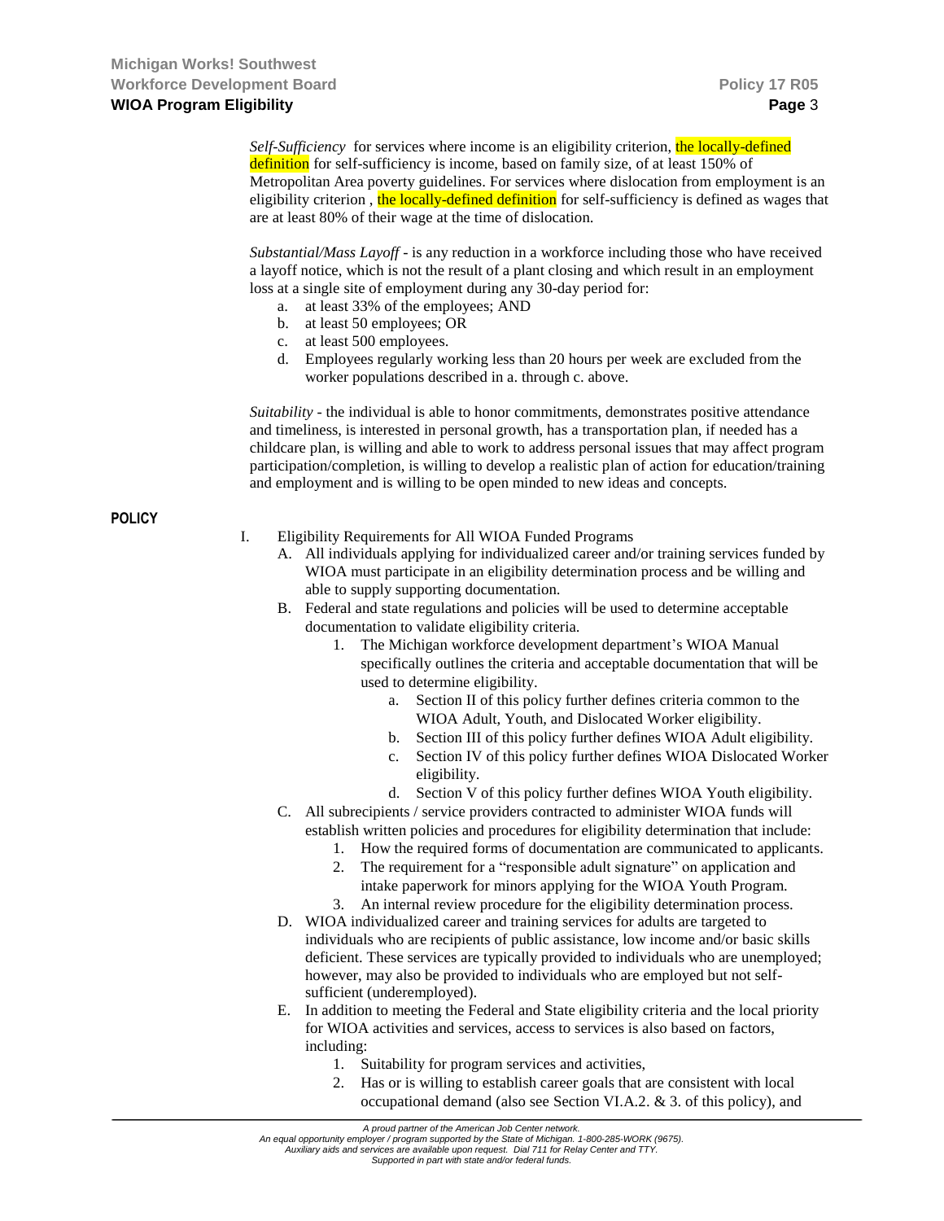*Self-Sufficiency* for services where income is an eligibility criterion, the locally-defined definition for self-sufficiency is income, based on family size, of at least 150% of Metropolitan Area poverty guidelines. For services where dislocation from employment is an eligibility criterion , the locally-defined definition for self-sufficiency is defined as wages that are at least 80% of their wage at the time of dislocation.

*Substantial/Mass Layoff* - is any reduction in a workforce including those who have received a layoff notice, which is not the result of a plant closing and which result in an employment loss at a single site of employment during any 30-day period for:

a. at least 33% of the employees; AND
b. at least 50 employees; OR
c. at least 500 employees.
d. Employees regularly working less than 20 hours per week are excluded from the worker populations described in a. through c. above.

*Suitability* - the individual is able to honor commitments, demonstrates positive attendance and timeliness, is interested in personal growth, has a transportation plan, if needed has a childcare plan, is willing and able to work to address personal issues that may affect program participation/completion, is willing to develop a realistic plan of action for education/training and employment and is willing to be open minded to new ideas and concepts.

**POLICY**

I. Eligibility Requirements for All WIOA Funded Programs
   A. All individuals applying for individualized career and/or training services funded by WIOA must participate in an eligibility determination process and be willing and able to supply supporting documentation.
   B. Federal and state regulations and policies will be used to determine acceptable documentation to validate eligibility criteria.
      1. The Michigan workforce development department's WIOA Manual specifically outlines the criteria and acceptable documentation that will be used to determine eligibility.
         a. Section II of this policy further defines criteria common to the WIOA Adult, Youth, and Dislocated Worker eligibility.
         b. Section III of this policy further defines WIOA Adult eligibility.
         c. Section IV of this policy further defines WIOA Dislocated Worker eligibility.
         d. Section V of this policy further defines WIOA Youth eligibility.
   C. All subrecipients / service providers contracted to administer WIOA funds will establish written policies and procedures for eligibility determination that include:
      1. How the required forms of documentation are communicated to applicants.
      2. The requirement for a "responsible adult signature" on application and intake paperwork for minors applying for the WIOA Youth Program.
      3. An internal review procedure for the eligibility determination process.
   D. WIOA individualized career and training services for adults are targeted to individuals who are recipients of public assistance, low income and/or basic skills deficient. These services are typically provided to individuals who are unemployed; however, may also be provided to individuals who are employed but not self-sufficient (underemployed).
   E. In addition to meeting the Federal and State eligibility criteria and the local priority for WIOA activities and services, access to services is also based on factors, including:
      1. Suitability for program services and activities,
      2. Has or is willing to establish career goals that are consistent with local occupational demand (also see Section VI.A.2. & 3. of this policy), and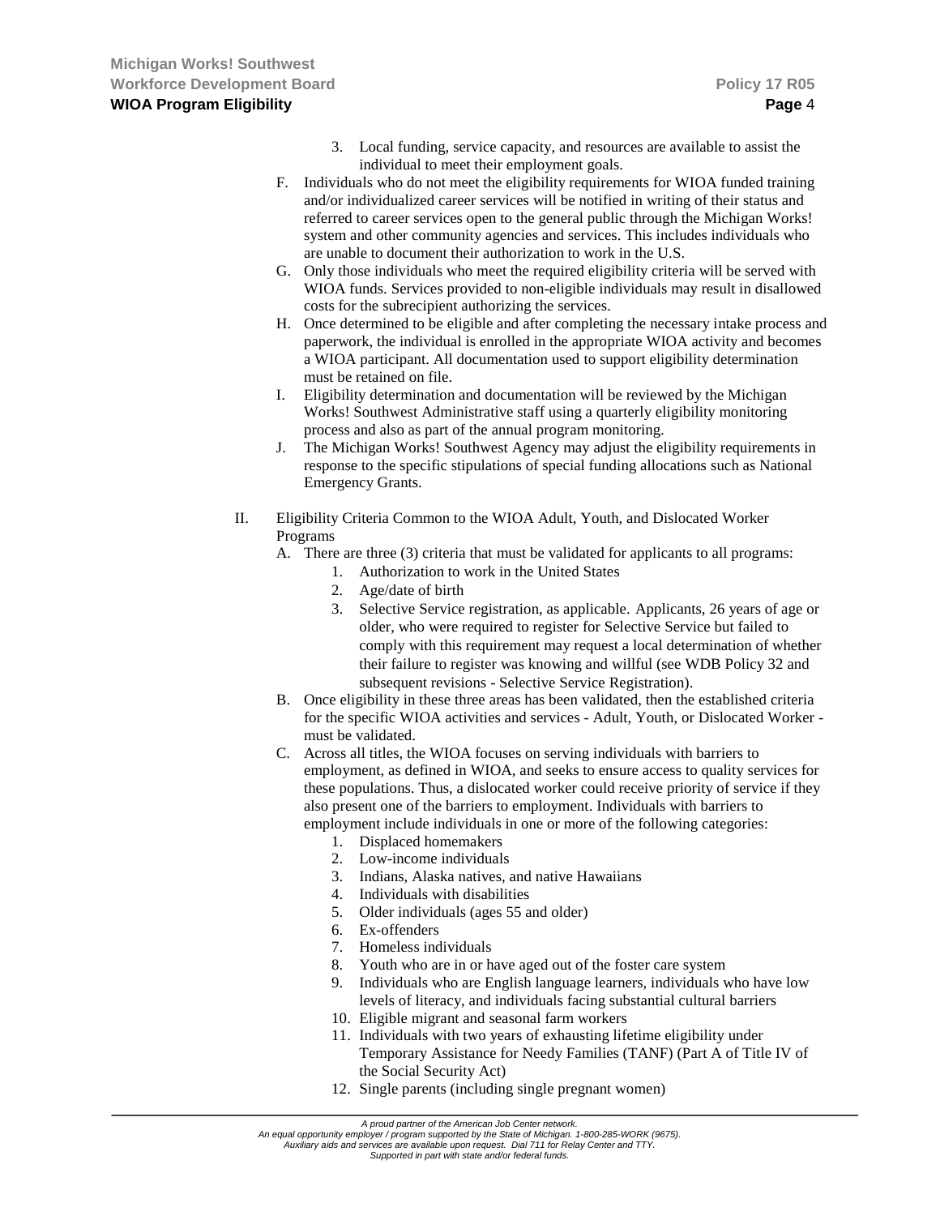3. Local funding, service capacity, and resources are available to assist the individual to meet their employment goals.

F. Individuals who do not meet the eligibility requirements for WIOA funded training and/or individualized career services will be notified in writing of their status and referred to career services open to the general public through the Michigan Works! system and other community agencies and services. This includes individuals who are unable to document their authorization to work in the U.S.

G. Only those individuals who meet the required eligibility criteria will be served with WIOA funds. Services provided to non-eligible individuals may result in disallowed costs for the subrecipient authorizing the services.

H. Once determined to be eligible and after completing the necessary intake process and paperwork, the individual is enrolled in the appropriate WIOA activity and becomes a WIOA participant. All documentation used to support eligibility determination must be retained on file.

I. Eligibility determination and documentation will be reviewed by the Michigan Works! Southwest Administrative staff using a quarterly eligibility monitoring process and also as part of the annual program monitoring.

J. The Michigan Works! Southwest Agency may adjust the eligibility requirements in response to the specific stipulations of special funding allocations such as National Emergency Grants.

II. Eligibility Criteria Common to the WIOA Adult, Youth, and Dislocated Worker Programs

A. There are three (3) criteria that must be validated for applicants to all programs:
   1. Authorization to work in the United States
   2. Age/date of birth
   3. Selective Service registration, as applicable. Applicants, 26 years of age or older, who were required to register for Selective Service but failed to comply with this requirement may request a local determination of whether their failure to register was knowing and willful (see WDB Policy 32 and subsequent revisions - Selective Service Registration).

B. Once eligibility in these three areas has been validated, then the established criteria for the specific WIOA activities and services - Adult, Youth, or Dislocated Worker - must be validated.

C. Across all titles, the WIOA focuses on serving individuals with barriers to employment, as defined in WIOA, and seeks to ensure access to quality services for these populations. Thus, a dislocated worker could receive priority of service if they also present one of the barriers to employment. Individuals with barriers to employment include individuals in one or more of the following categories:
   1. Displaced homemakers
   2. Low-income individuals
   3. Indians, Alaska natives, and native Hawaiians
   4. Individuals with disabilities
   5. Older individuals (ages 55 and older)
   6. Ex-offenders
   7. Homeless individuals
   8. Youth who are in or have aged out of the foster care system
   9. Individuals who are English language learners, individuals who have low levels of literacy, and individuals facing substantial cultural barriers
   10. Eligible migrant and seasonal farm workers
   11. Individuals with two years of exhausting lifetime eligibility under Temporary Assistance for Needy Families (TANF) (Part A of Title IV of the Social Security Act)
   12. Single parents (including single pregnant women)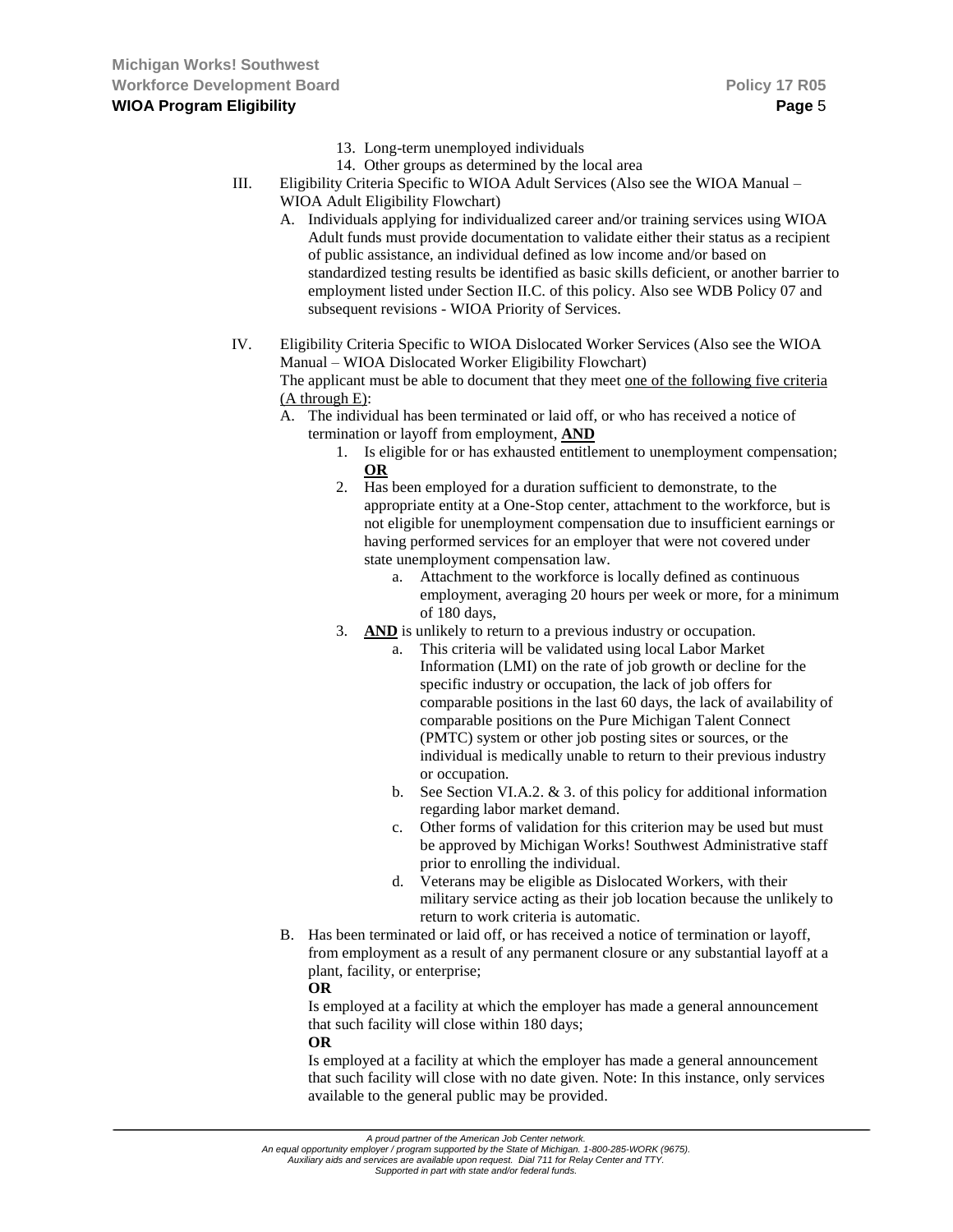13. Long-term unemployed individuals
14. Other groups as determined by the local area

III. Eligibility Criteria Specific to WIOA Adult Services (Also see the WIOA Manual – WIOA Adult Eligibility Flowchart)

   A. Individuals applying for individualized career and/or training services using WIOA Adult funds must provide documentation to validate either their status as a recipient of public assistance, an individual defined as low income and/or based on standardized testing results be identified as basic skills deficient, or another barrier to employment listed under Section II.C. of this policy. Also see WDB Policy 07 and subsequent revisions - WIOA Priority of Services.

IV. Eligibility Criteria Specific to WIOA Dislocated Worker Services (Also see the WIOA Manual – WIOA Dislocated Worker Eligibility Flowchart)

   The applicant must be able to document that they meet one of the following five criteria (A through E):

   A. The individual has been terminated or laid off, or who has received a notice of termination or layoff from employment, **AND**
      1. Is eligible for or has exhausted entitlement to unemployment compensation; **OR**
      2. Has been employed for a duration sufficient to demonstrate, to the appropriate entity at a One-Stop center, attachment to the workforce, but is not eligible for unemployment compensation due to insufficient earnings or having performed services for an employer that were not covered under state unemployment compensation law.
         a. Attachment to the workforce is locally defined as continuous employment, averaging 20 hours per week or more, for a minimum of 180 days,
      3. **AND** is unlikely to return to a previous industry or occupation.
         a. This criteria will be validated using local Labor Market Information (LMI) on the rate of job growth or decline for the specific industry or occupation, the lack of job offers for comparable positions in the last 60 days, the lack of availability of comparable positions on the Pure Michigan Talent Connect (PMTC) system or other job posting sites or sources, or the individual is medically unable to return to their previous industry or occupation.
         b. See Section VI.A.2. & 3. of this policy for additional information regarding labor market demand.
         c. Other forms of validation for this criterion may be used but must be approved by Michigan Works! Southwest Administrative staff prior to enrolling the individual.
         d. Veterans may be eligible as Dislocated Workers, with their military service acting as their job location because the unlikely to return to work criteria is automatic.

   B. Has been terminated or laid off, or has received a notice of termination or layoff, from employment as a result of any permanent closure or any substantial layoff at a plant, facility, or enterprise;

      **OR**

      Is employed at a facility at which the employer has made a general announcement that such facility will close within 180 days;

      **OR**

      Is employed at a facility at which the employer has made a general announcement that such facility will close with no date given. Note: In this instance, only services available to the general public may be provided.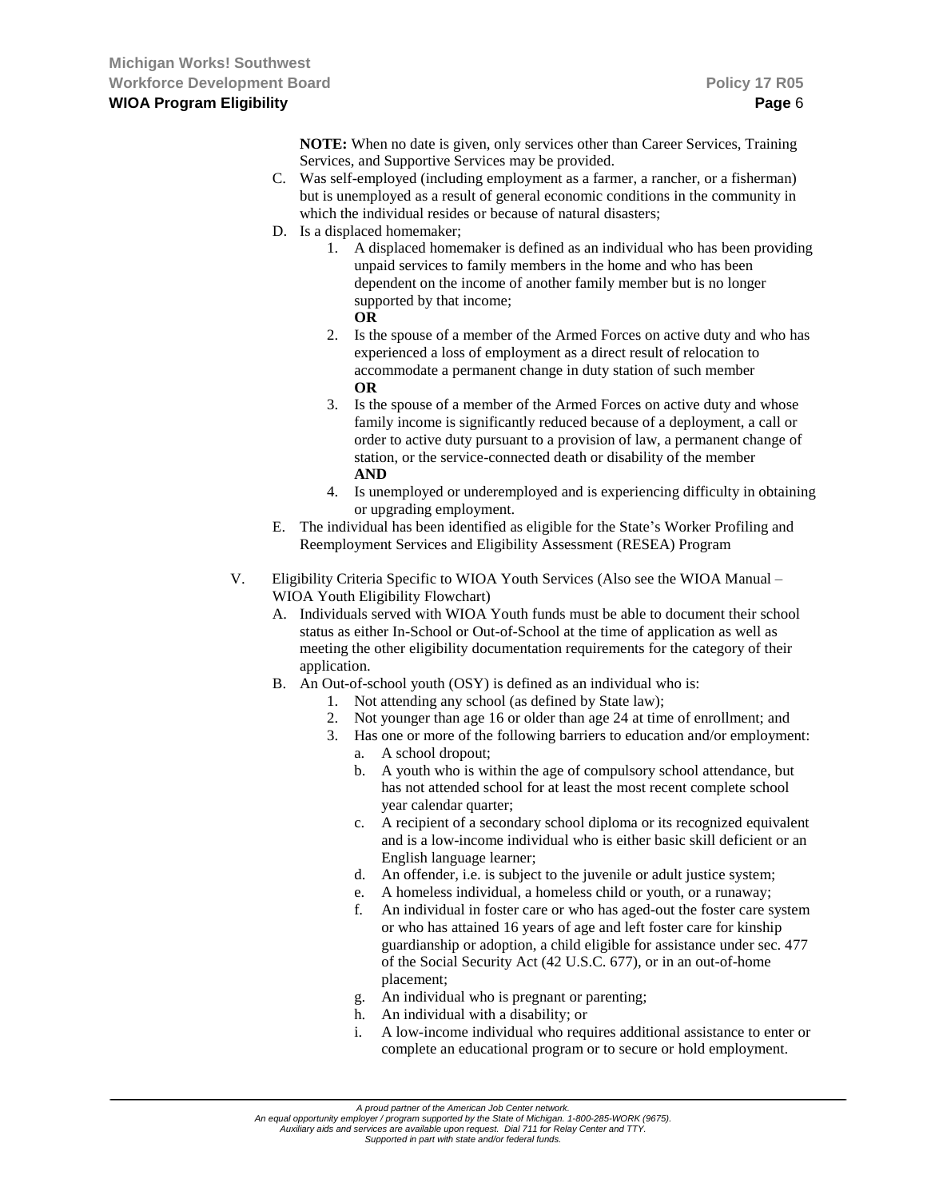**NOTE:** When no date is given, only services other than Career Services, Training Services, and Supportive Services may be provided.

C. Was self-employed (including employment as a farmer, a rancher, or a fisherman) but is unemployed as a result of general economic conditions in the community in which the individual resides or because of natural disasters;

D. Is a displaced homemaker;

1. A displaced homemaker is defined as an individual who has been providing unpaid services to family members in the home and who has been dependent on the income of another family member but is no longer supported by that income;
   **OR**
2. Is the spouse of a member of the Armed Forces on active duty and who has experienced a loss of employment as a direct result of relocation to accommodate a permanent change in duty station of such member
   **OR**
3. Is the spouse of a member of the Armed Forces on active duty and whose family income is significantly reduced because of a deployment, a call or order to active duty pursuant to a provision of law, a permanent change of station, or the service-connected death or disability of the member
   **AND**
4. Is unemployed or underemployed and is experiencing difficulty in obtaining or upgrading employment.

E. The individual has been identified as eligible for the State's Worker Profiling and Reemployment Services and Eligibility Assessment (RESEA) Program

V. Eligibility Criteria Specific to WIOA Youth Services (Also see the WIOA Manual – WIOA Youth Eligibility Flowchart)

A. Individuals served with WIOA Youth funds must be able to document their school status as either In-School or Out-of-School at the time of application as well as meeting the other eligibility documentation requirements for the category of their application.

B. An Out-of-school youth (OSY) is defined as an individual who is:

1. Not attending any school (as defined by State law);
2. Not younger than age 16 or older than age 24 at time of enrollment; and
3. Has one or more of the following barriers to education and/or employment:
   a. A school dropout;
   b. A youth who is within the age of compulsory school attendance, but has not attended school for at least the most recent complete school year calendar quarter;
   c. A recipient of a secondary school diploma or its recognized equivalent and is a low-income individual who is either basic skill deficient or an English language learner;
   d. An offender, i.e. is subject to the juvenile or adult justice system;
   e. A homeless individual, a homeless child or youth, or a runaway;
   f. An individual in foster care or who has aged-out the foster care system or who has attained 16 years of age and left foster care for kinship guardianship or adoption, a child eligible for assistance under sec. 477 of the Social Security Act (42 U.S.C. 677), or in an out-of-home placement;
   g. An individual who is pregnant or parenting;
   h. An individual with a disability; or
   i. A low-income individual who requires additional assistance to enter or complete an educational program or to secure or hold employment.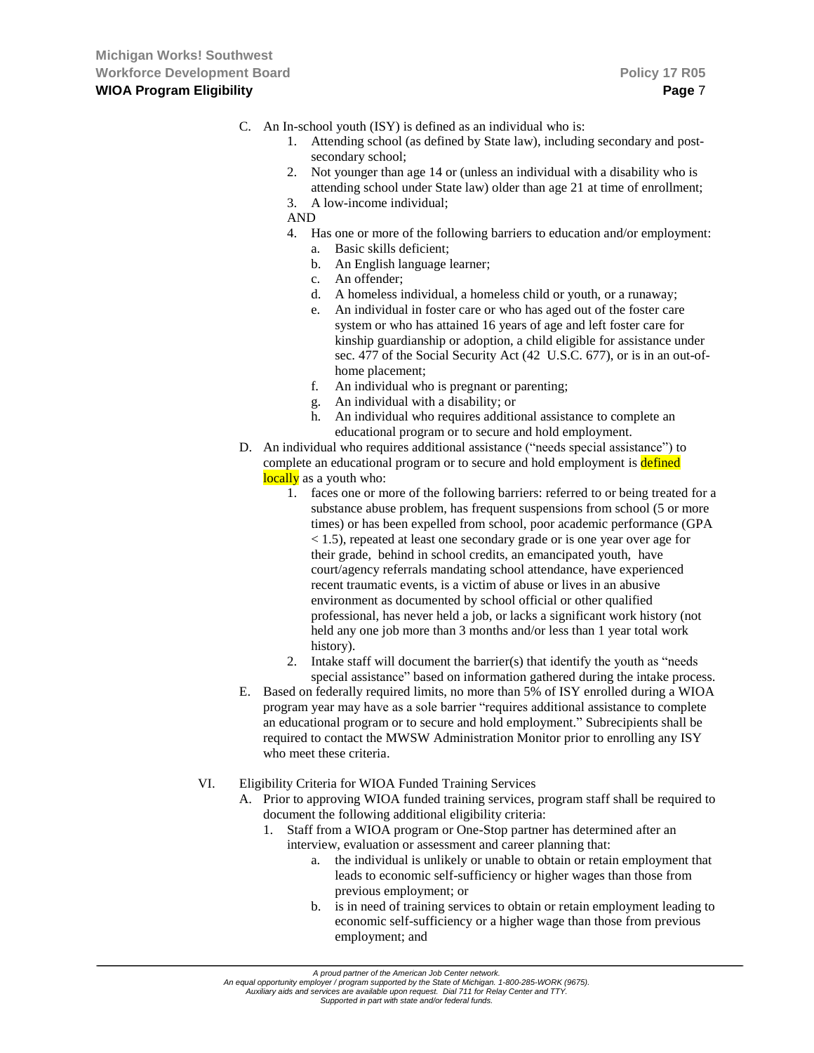C. An In-school youth (ISY) is defined as an individual who is:
   1. Attending school (as defined by State law), including secondary and post-secondary school;
   2. Not younger than age 14 or (unless an individual with a disability who is attending school under State law) older than age 21 at time of enrollment;
   3. A low-income individual;

   AND

   4. Has one or more of the following barriers to education and/or employment:
      a. Basic skills deficient;
      b. An English language learner;
      c. An offender;
      d. A homeless individual, a homeless child or youth, or a runaway;
      e. An individual in foster care or who has aged out of the foster care system or who has attained 16 years of age and left foster care for kinship guardianship or adoption, a child eligible for assistance under sec. 477 of the Social Security Act (42 U.S.C. 677), or is in an out-of-home placement;
      f. An individual who is pregnant or parenting;
      g. An individual with a disability; or
      h. An individual who requires additional assistance to complete an educational program or to secure and hold employment.

D. An individual who requires additional assistance ("needs special assistance") to complete an educational program or to secure and hold employment is defined locally as a youth who:
   1. faces one or more of the following barriers: referred to or being treated for a substance abuse problem, has frequent suspensions from school (5 or more times) or has been expelled from school, poor academic performance (GPA < 1.5), repeated at least one secondary grade or is one year over age for their grade, behind in school credits, an emancipated youth, have court/agency referrals mandating school attendance, have experienced recent traumatic events, is a victim of abuse or lives in an abusive environment as documented by school official or other qualified professional, has never held a job, or lacks a significant work history (not held any one job more than 3 months and/or less than 1 year total work history).
   2. Intake staff will document the barrier(s) that identify the youth as "needs special assistance" based on information gathered during the intake process.

E. Based on federally required limits, no more than 5% of ISY enrolled during a WIOA program year may have as a sole barrier "requires additional assistance to complete an educational program or to secure and hold employment." Subrecipients shall be required to contact the MWSW Administration Monitor prior to enrolling any ISY who meet these criteria.

VI. Eligibility Criteria for WIOA Funded Training Services

A. Prior to approving WIOA funded training services, program staff shall be required to document the following additional eligibility criteria:
   1. Staff from a WIOA program or One-Stop partner has determined after an interview, evaluation or assessment and career planning that:
      a. the individual is unlikely or unable to obtain or retain employment that leads to economic self-sufficiency or higher wages than those from previous employment; or
      b. is in need of training services to obtain or retain employment leading to economic self-sufficiency or a higher wage than those from previous employment; and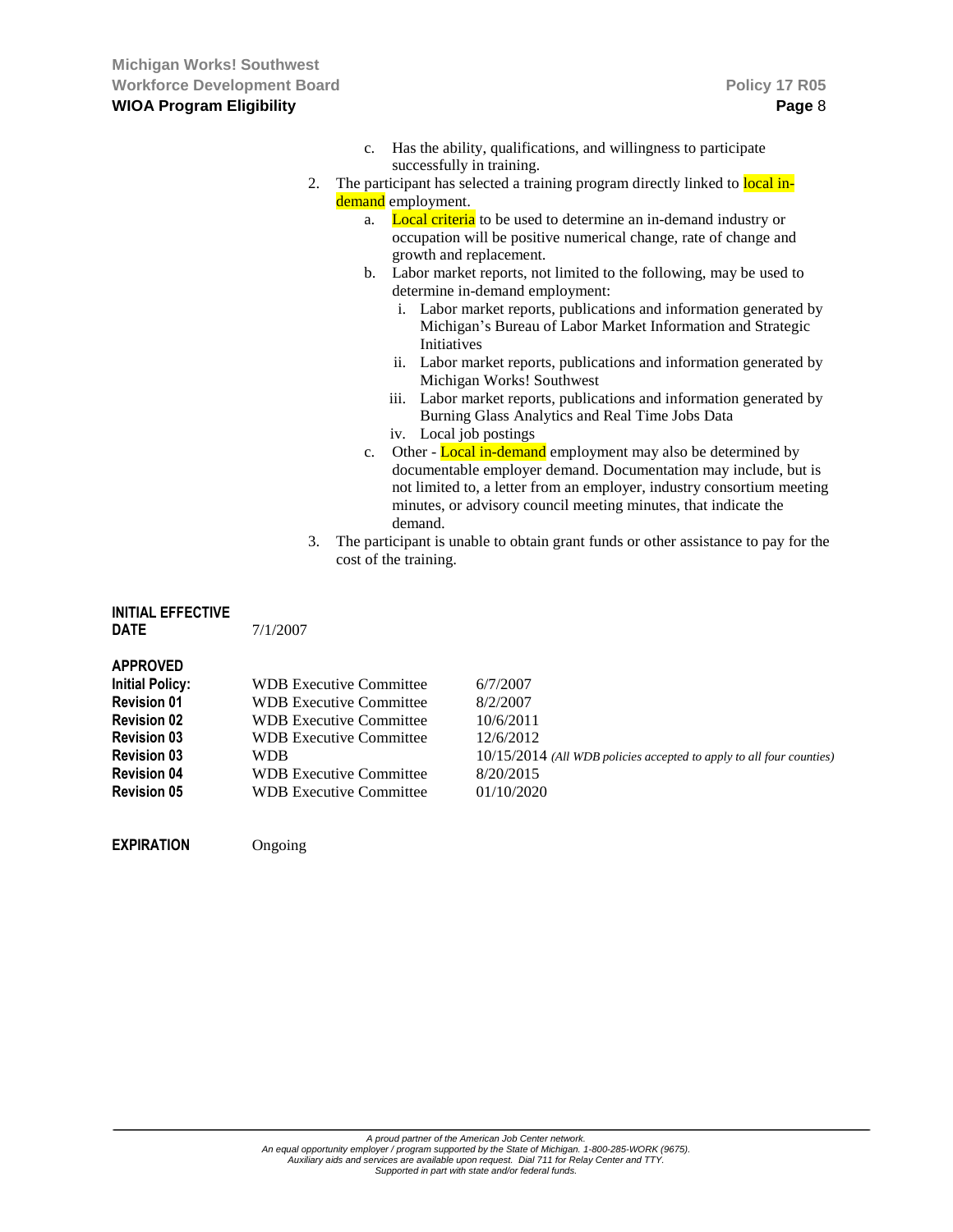c. Has the ability, qualifications, and willingness to participate successfully in training.

2. The participant has selected a training program directly linked to local in-demand employment.
   a. Local criteria to be used to determine an in-demand industry or occupation will be positive numerical change, rate of change and growth and replacement.
   b. Labor market reports, not limited to the following, may be used to determine in-demand employment:
      i. Labor market reports, publications and information generated by Michigan's Bureau of Labor Market Information and Strategic Initiatives
      ii. Labor market reports, publications and information generated by Michigan Works! Southwest
      iii. Labor market reports, publications and information generated by Burning Glass Analytics and Real Time Jobs Data
      iv. Local job postings
   c. Other - Local in-demand employment may also be determined by documentable employer demand. Documentation may include, but is not limited to, a letter from an employer, industry consortium meeting minutes, or advisory council meeting minutes, that indicate the demand.
3. The participant is unable to obtain grant funds or other assistance to pay for the cost of the training.

**INITIAL EFFECTIVE DATE** 7/1/2007

**APPROVED**

| | | |
|---|---|---|
| **Initial Policy:** | WDB Executive Committee | 6/7/2007 |
| **Revision 01** | WDB Executive Committee | 8/2/2007 |
| **Revision 02** | WDB Executive Committee | 10/6/2011 |
| **Revision 03** | WDB Executive Committee | 12/6/2012 |
| **Revision 03** | WDB | 10/15/2014 *(All WDB policies accepted to apply to all four counties)* |
| **Revision 04** | WDB Executive Committee | 8/20/2015 |
| **Revision 05** | WDB Executive Committee | 01/10/2020 |

**EXPIRATION** Ongoing